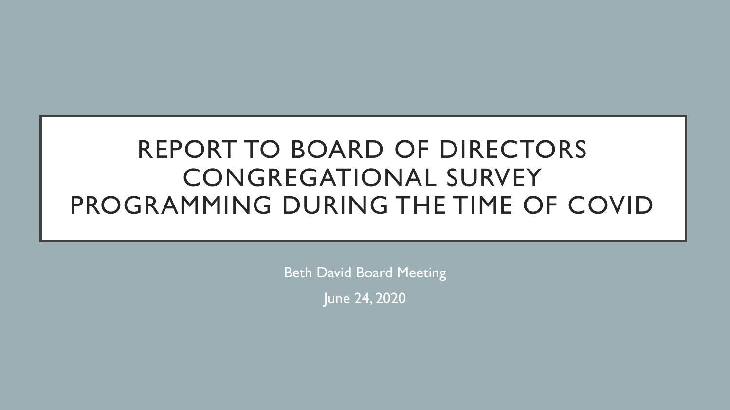# REPORT TO BOARD OF DIRECTORS
# CONGREGATIONAL SURVEY
# PROGRAMMING DURING THE TIME OF COVID

Beth David Board Meeting

June 24, 2020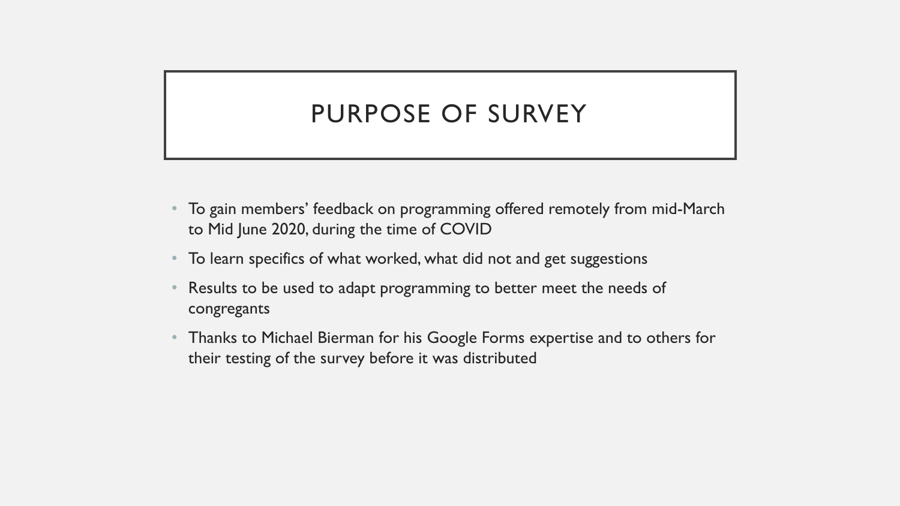# PURPOSE OF SURVEY

- To gain members' feedback on programming offered remotely from mid-March to Mid June 2020, during the time of COVID
- To learn specifics of what worked, what did not and get suggestions
- Results to be used to adapt programming to better meet the needs of congregants
- Thanks to Michael Bierman for his Google Forms expertise and to others for their testing of the survey before it was distributed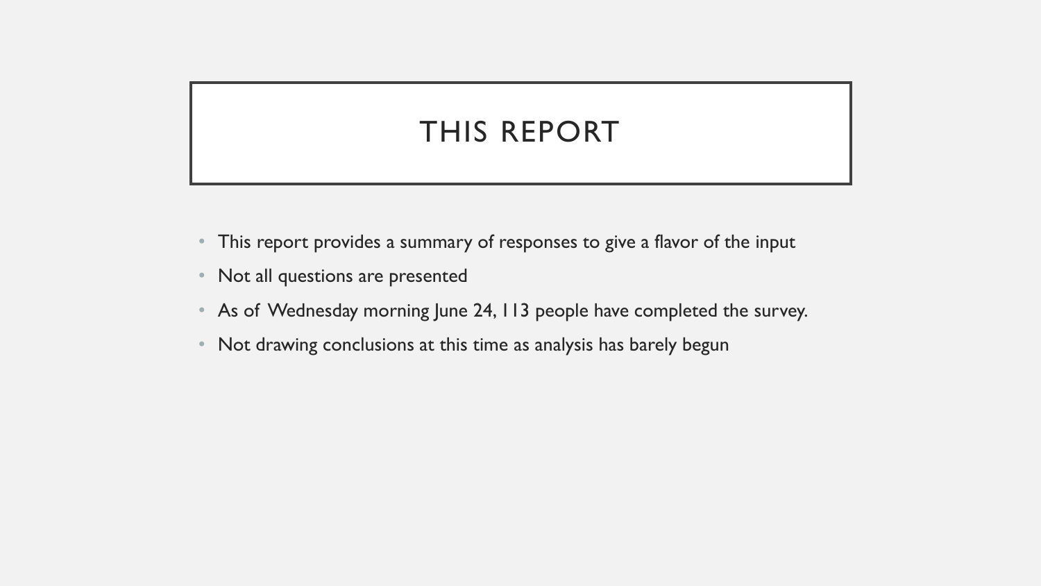# THIS REPORT

- This report provides a summary of responses to give a flavor of the input
- Not all questions are presented
- As of Wednesday morning June 24, 113 people have completed the survey.
- Not drawing conclusions at this time as analysis has barely begun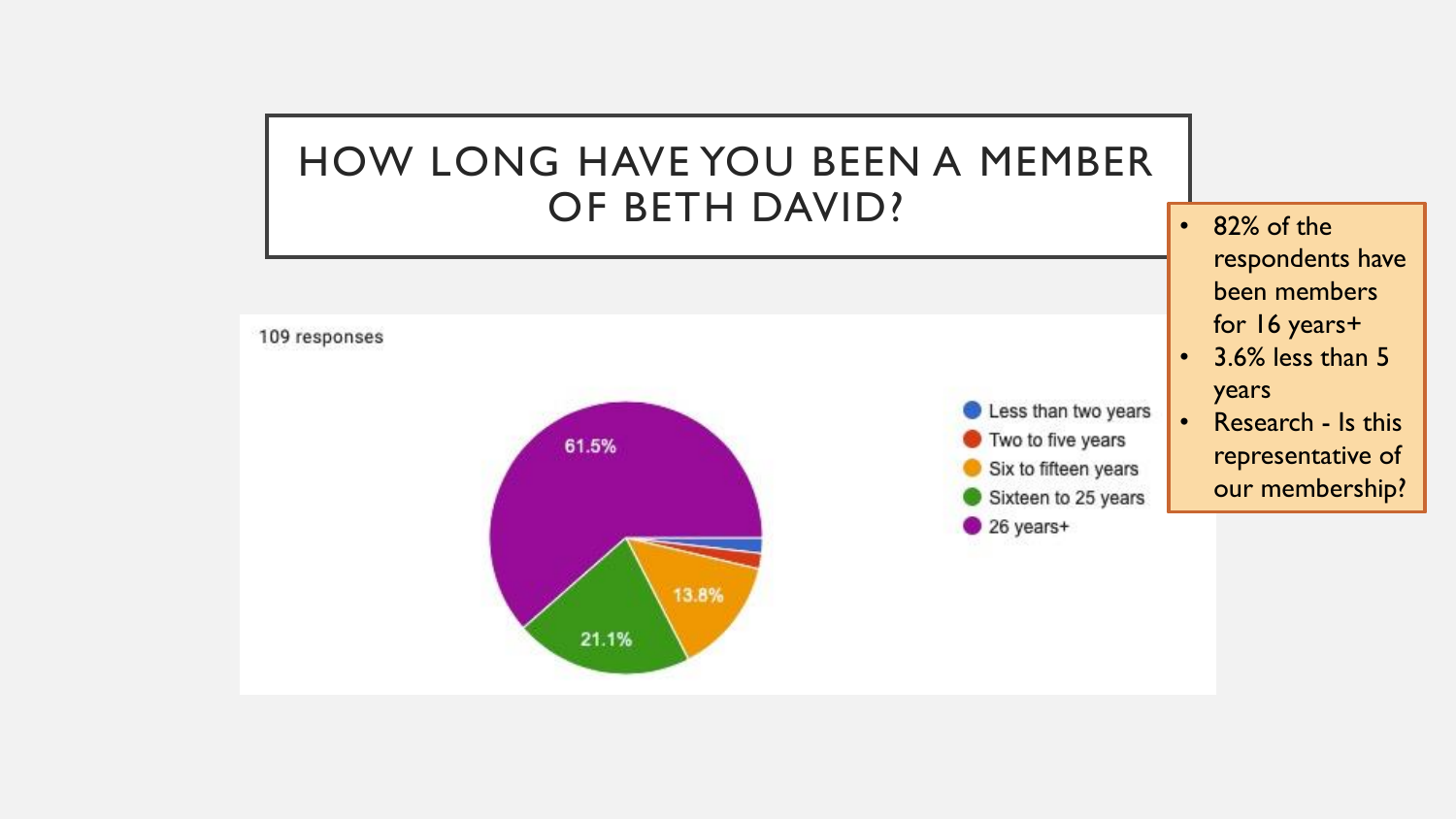# HOW LONG HAVE YOU BEEN A MEMBER OF BETH DAVID?

109 responses

- Less than two years
- Two to five years
- Six to fifteen years
- Sixteen to 25 years
- 26 years+

61.5%

21.1%

13.8%

- 82% of the respondents have been members for 16 years+
- 3.6% less than 5 years
- Research - Is this representative of our membership?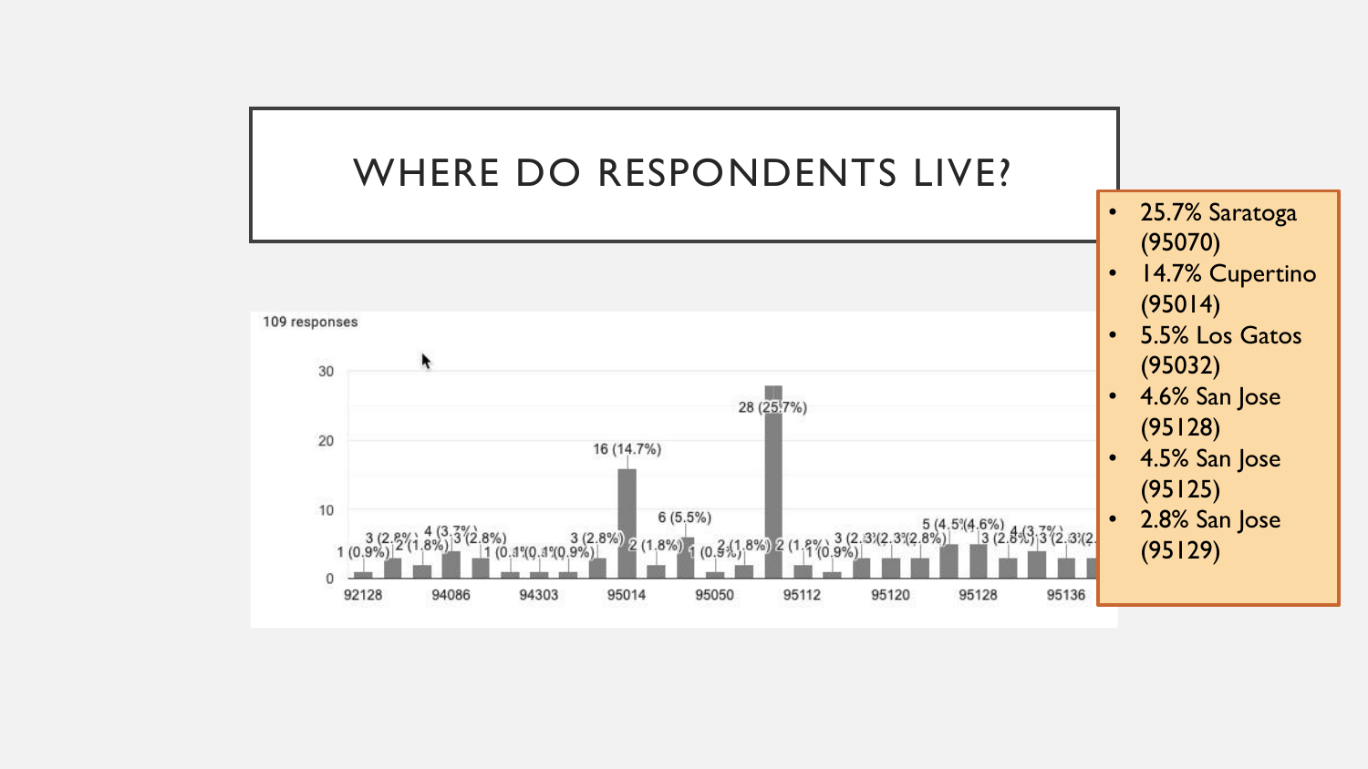# WHERE DO RESPONDENTS LIVE?

109 responses

- 25.7% Saratoga (95070)
- 14.7% Cupertino (95014)
- 5.5% Los Gatos (95032)
- 4.6% San Jose (95128)
- 4.5% San Jose (95125)
- 2.8% San Jose (95129)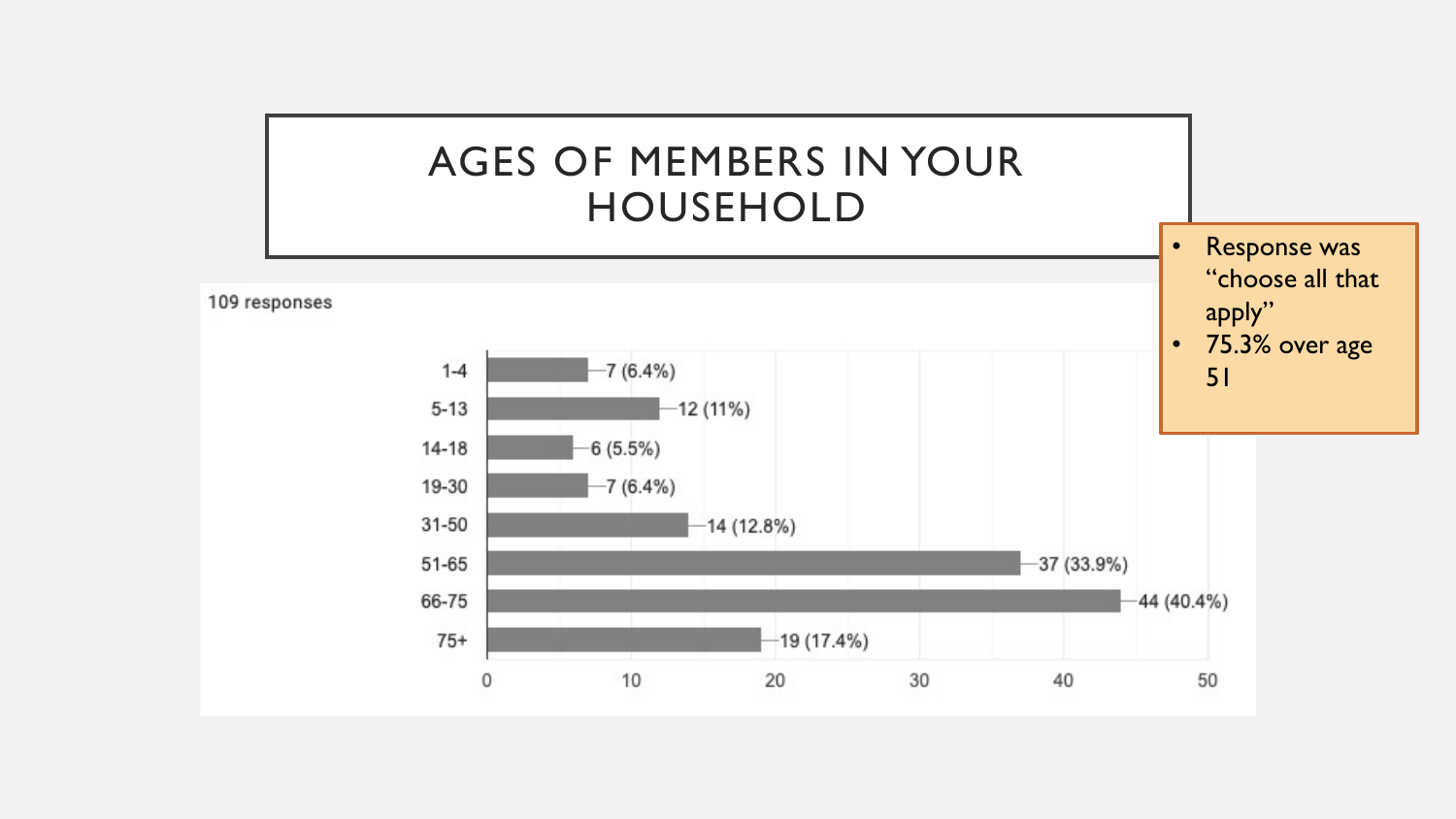# AGES OF MEMBERS IN YOUR HOUSEHOLD

- Response was "choose all that apply"
- 75.3% over age 51

109 responses

| Age | Responses |
| --- | --- |
| 1-4 | 7 (6.4%) |
| 5-13 | 12 (11%) |
| 14-18 | 6 (5.5%) |
| 19-30 | 7 (6.4%) |
| 31-50 | 14 (12.8%) |
| 51-65 | 37 (33.9%) |
| 66-75 | 44 (40.4%) |
| 75+ | 19 (17.4%) |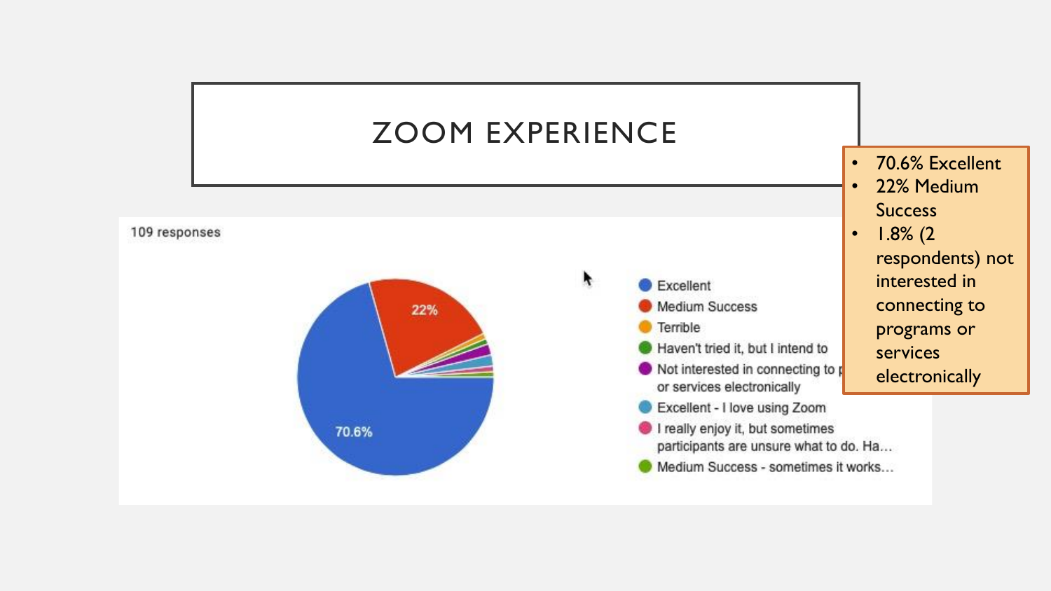# ZOOM EXPERIENCE

109 responses

- Excellent
- Medium Success
- Terrible
- Haven't tried it, but I intend to
- Not interested in connecting to p... or services electronically
- Excellent - I love using Zoom
- I really enjoy it, but sometimes participants are unsure what to do. Ha...
- Medium Success - sometimes it works...

70.6%

22%

- 70.6% Excellent
- 22% Medium Success
- 1.8% (2 respondents) not interested in connecting to programs or services electronically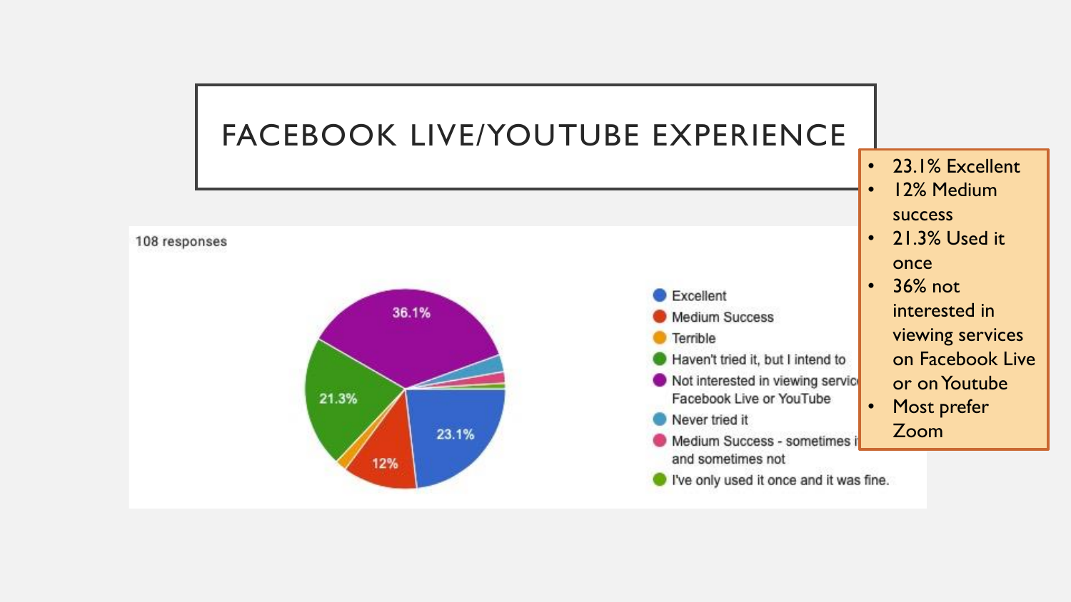# FACEBOOK LIVE/YOUTUBE EXPERIENCE

108 responses

- 36.1%
- 21.3%
- 12%
- 23.1%

- Excellent
- Medium Success
- Terrible
- Haven't tried it, but I intend to
- Not interested in viewing services on Facebook Live or YouTube
- Never tried it
- Medium Success - sometimes it works and sometimes not
- I've only used it once and it was fine.

- 23.1% Excellent
- 12% Medium success
- 21.3% Used it once
- 36% not interested in viewing services on Facebook Live or on Youtube
- Most prefer Zoom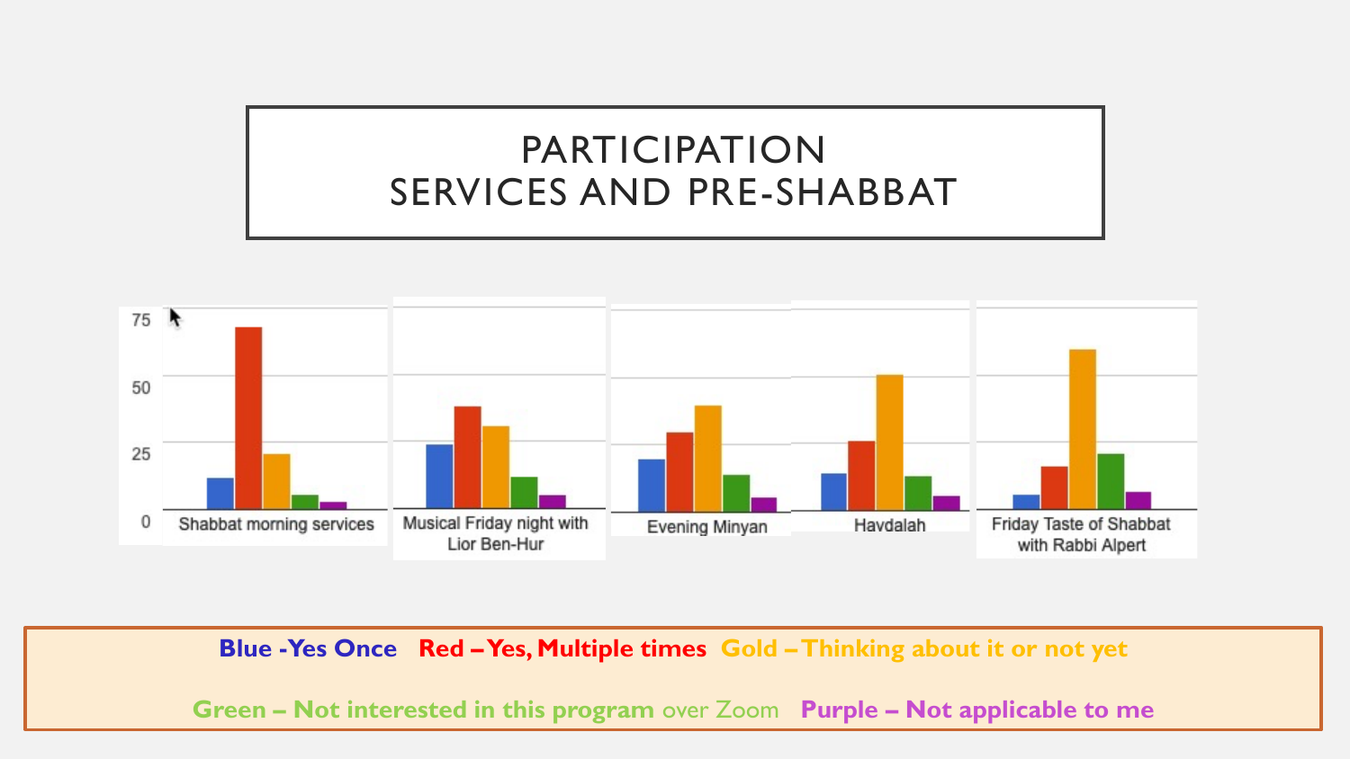# PARTICIPATION
# SERVICES AND PRE-SHABBAT

75

50

25

0

Shabbat morning services

Musical Friday night with Lior Ben-Hur

Evening Minyan

Havdalah

Friday Taste of Shabbat with Rabbi Alpert

**Blue -Yes Once** **Red – Yes, Multiple times** **Gold – Thinking about it or not yet**

**Green – Not interested in this program** over Zoom **Purple – Not applicable to me**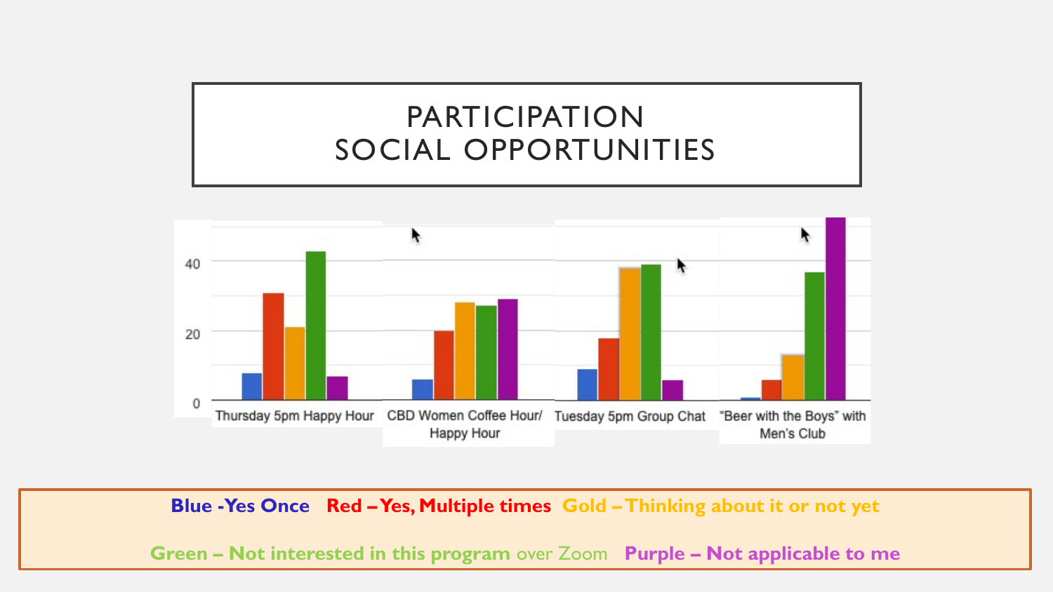# PARTICIPATION SOCIAL OPPORTUNITIES

40

20

0

Thursday 5pm Happy Hour

CBD Women Coffee Hour/ Happy Hour

Tuesday 5pm Group Chat

"Beer with the Boys" with Men's Club

**Blue -Yes Once** **Red – Yes, Multiple times** **Gold – Thinking about it or not yet**

**Green – Not interested in this program** over Zoom **Purple – Not applicable to me**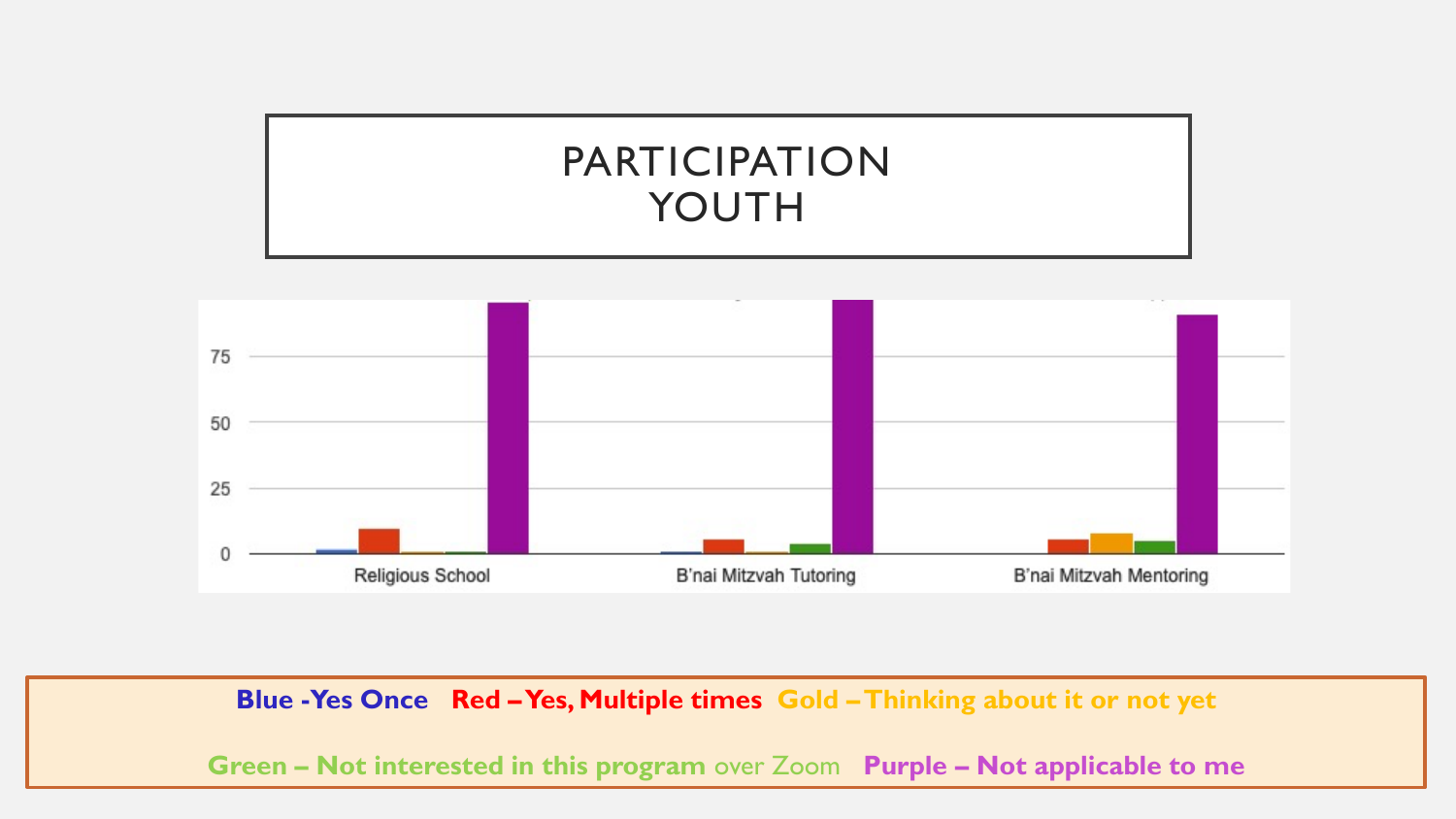# PARTICIPATION
# YOUTH

75

50

25

0

Religious School — B'nai Mitzvah Tutoring — B'nai Mitzvah Mentoring

**Blue -Yes Once** **Red – Yes, Multiple times** **Gold – Thinking about it or not yet**

**Green – Not interested in this program** over Zoom **Purple – Not applicable to me**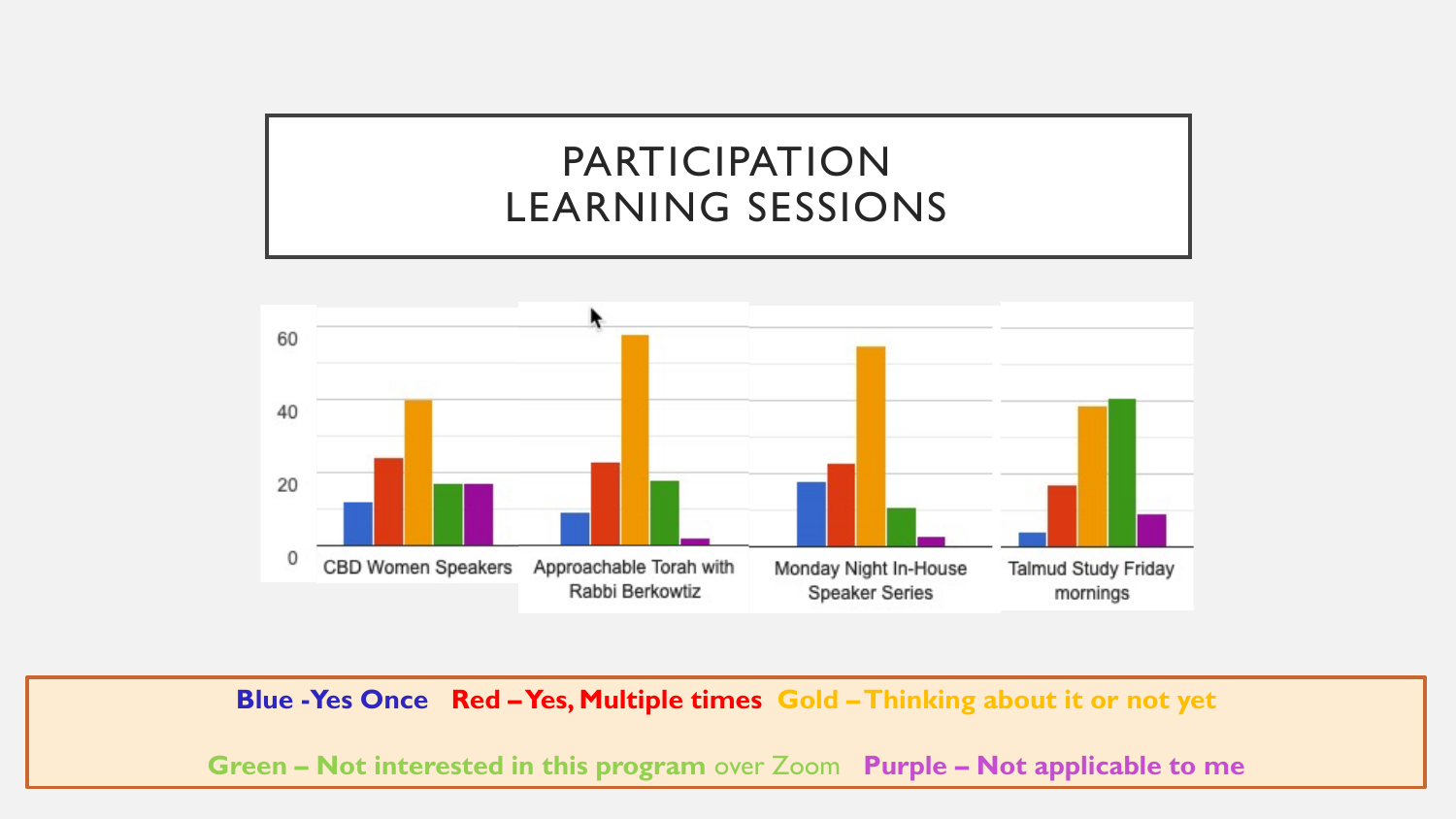# PARTICIPATION LEARNING SESSIONS

CBD Women Speakers | Approachable Torah with Rabbi Berkowtiz | Monday Night In-House Speaker Series | Talmud Study Friday mornings

**Blue - Yes Once** **Red – Yes, Multiple times** **Gold – Thinking about it or not yet**

**Green – Not interested in this program** over Zoom **Purple – Not applicable to me**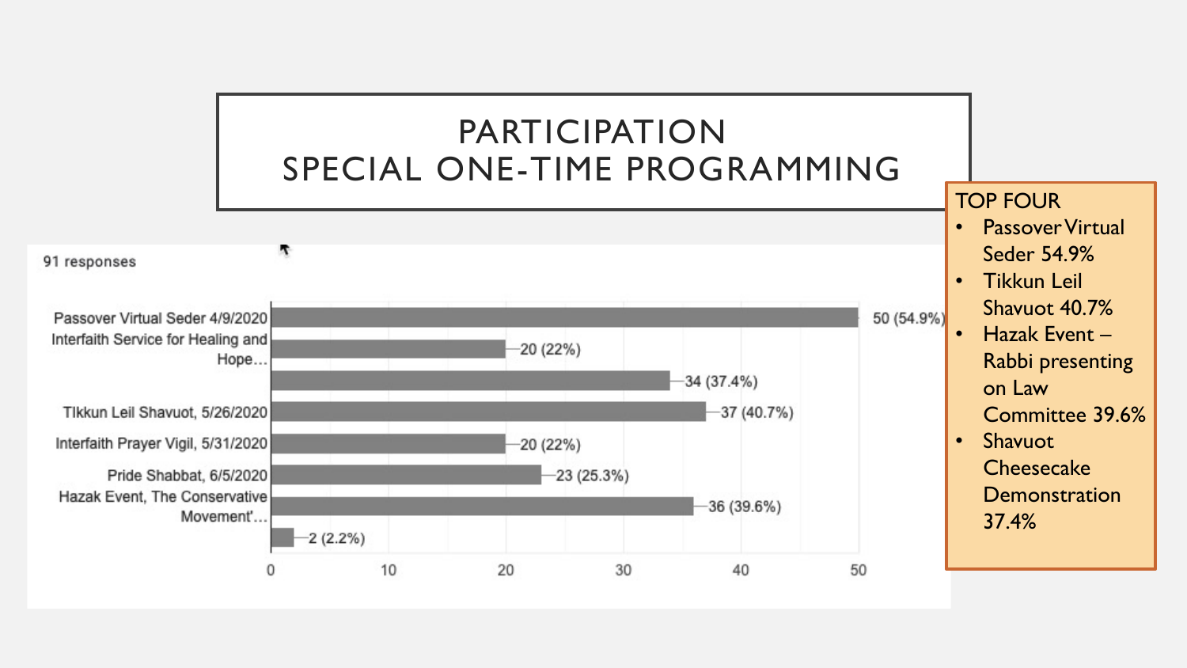# PARTICIPATION
# SPECIAL ONE-TIME PROGRAMMING

91 responses

| Program | Responses |
|---|---|
| Passover Virtual Seder 4/9/2020 | 50 (54.9%) |
| Interfaith Service for Healing and Hope… | 20 (22%) |
| | 34 (37.4%) |
| TIkkun Leil Shavuot, 5/26/2020 | 37 (40.7%) |
| Interfaith Prayer Vigil, 5/31/2020 | 20 (22%) |
| Pride Shabbat, 6/5/2020 | 23 (25.3%) |
| Hazak Event, The Conservative Movement'… | 36 (39.6%) |
| | 2 (2.2%) |

TOP FOUR

- Passover Virtual Seder 54.9%
- Tikkun Leil Shavuot 40.7%
- Hazak Event – Rabbi presenting on Law Committee 39.6%
- Shavuot Cheesecake Demonstration 37.4%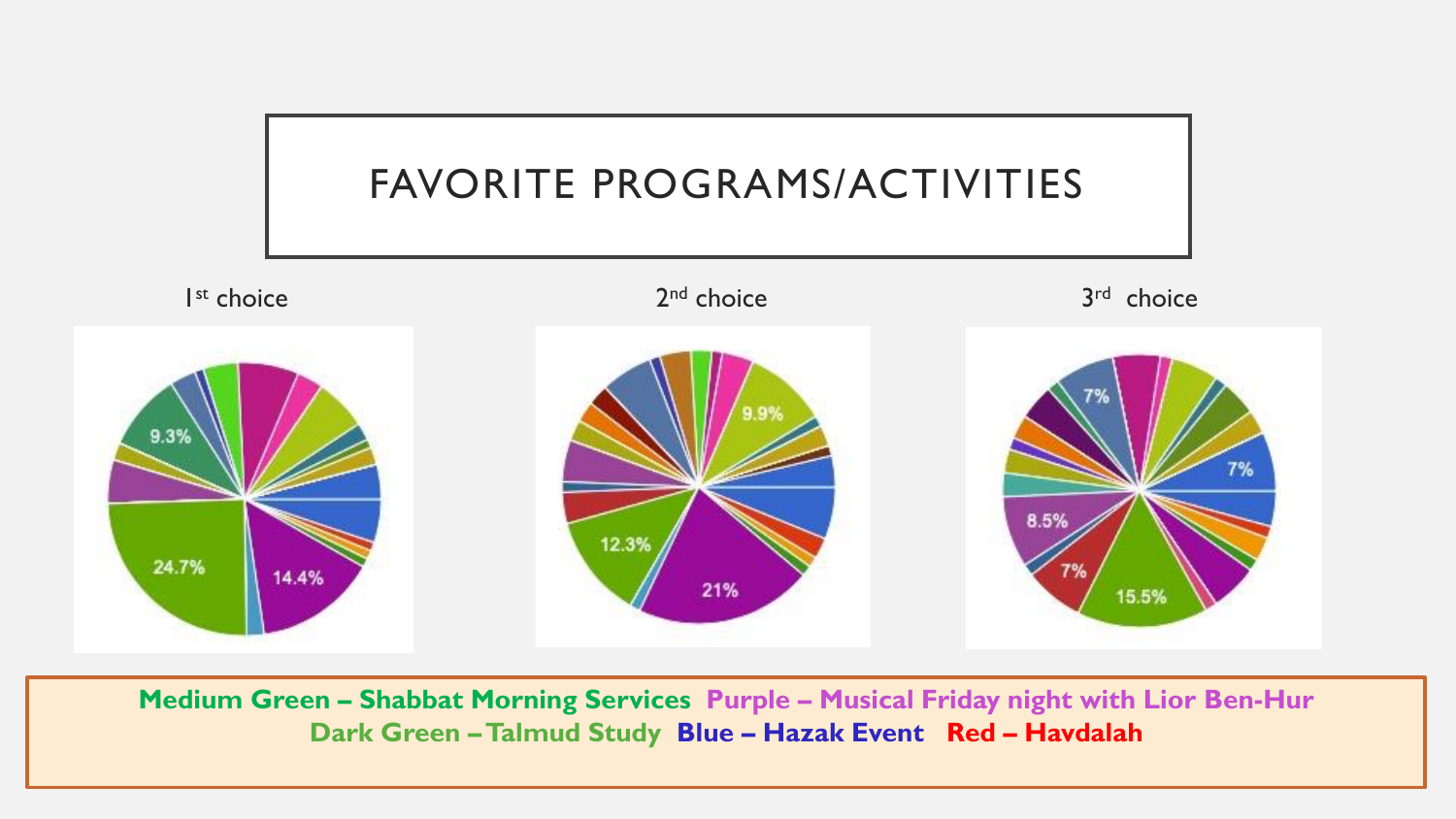# FAVORITE PROGRAMS/ACTIVITIES

1st choice

9.3%
24.7%
14.4%

2nd choice

9.9%
12.3%
21%

3rd choice

7%
7%
8.5%
7%
15.5%

**Medium Green – Shabbat Morning Services** **Purple – Musical Friday night with Lior Ben-Hur**
**Dark Green – Talmud Study** **Blue – Hazak Event** **Red – Havdalah**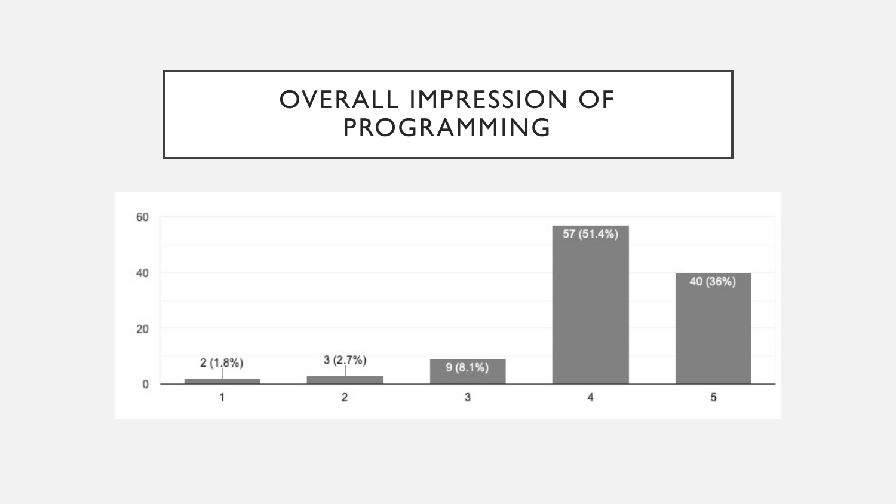# OVERALL IMPRESSION OF PROGRAMMING

| Rating | Count |
|---|---|
| 1 | 2 (1.8%) |
| 2 | 3 (2.7%) |
| 3 | 9 (8.1%) |
| 4 | 57 (51.4%) |
| 5 | 40 (36%) |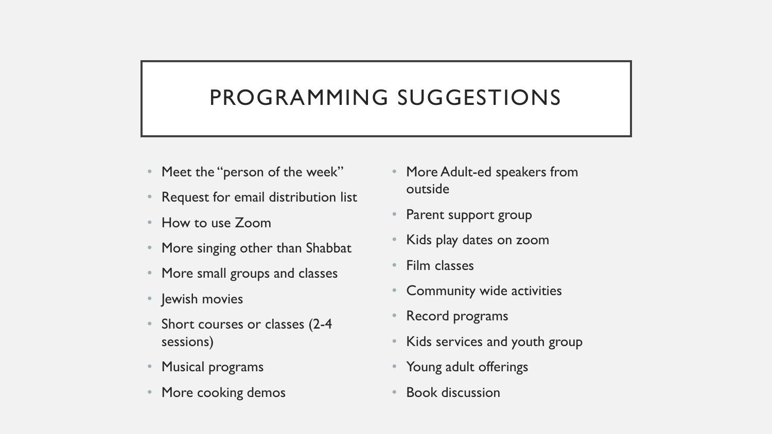# PROGRAMMING SUGGESTIONS

- Meet the "person of the week"
- Request for email distribution list
- How to use Zoom
- More singing other than Shabbat
- More small groups and classes
- Jewish movies
- Short courses or classes (2-4 sessions)
- Musical programs
- More cooking demos
- More Adult-ed speakers from outside
- Parent support group
- Kids play dates on zoom
- Film classes
- Community wide activities
- Record programs
- Kids services and youth group
- Young adult offerings
- Book discussion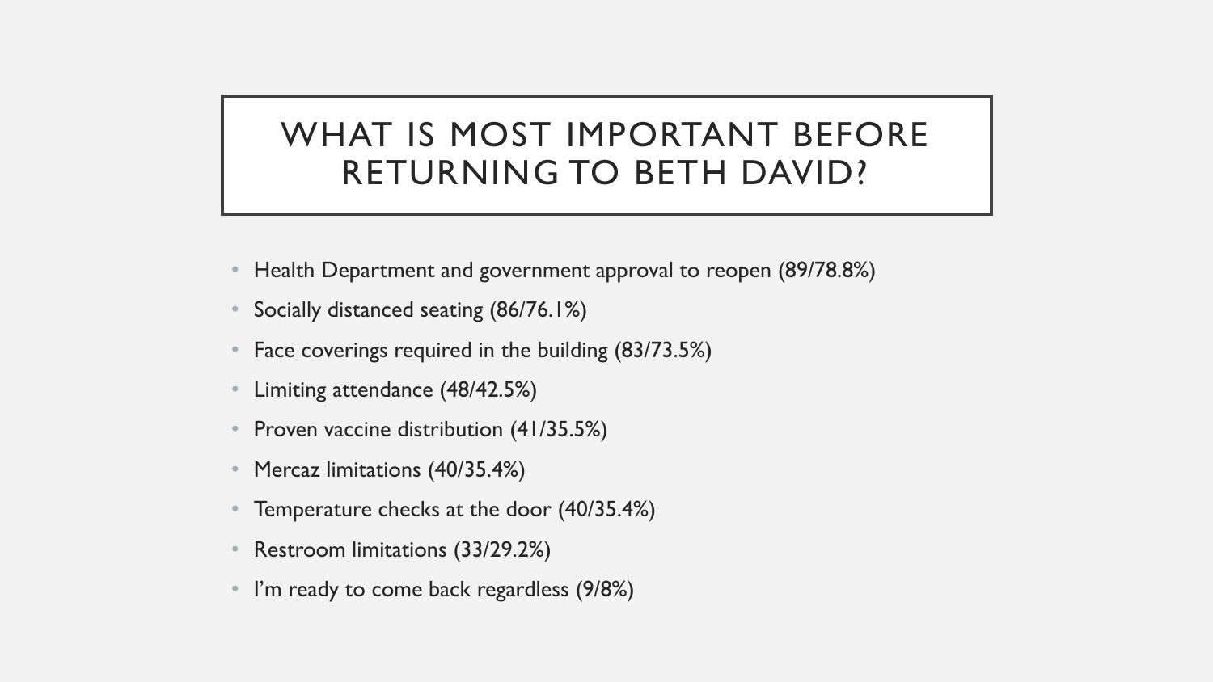# WHAT IS MOST IMPORTANT BEFORE RETURNING TO BETH DAVID?

- Health Department and government approval to reopen (89/78.8%)
- Socially distanced seating (86/76.1%)
- Face coverings required in the building (83/73.5%)
- Limiting attendance (48/42.5%)
- Proven vaccine distribution (41/35.5%)
- Mercaz limitations (40/35.4%)
- Temperature checks at the door (40/35.4%)
- Restroom limitations (33/29.2%)
- I'm ready to come back regardless (9/8%)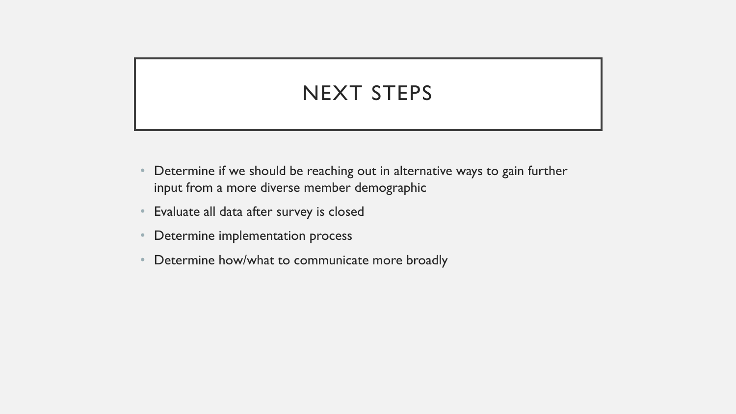# NEXT STEPS

- Determine if we should be reaching out in alternative ways to gain further input from a more diverse member demographic
- Evaluate all data after survey is closed
- Determine implementation process
- Determine how/what to communicate more broadly